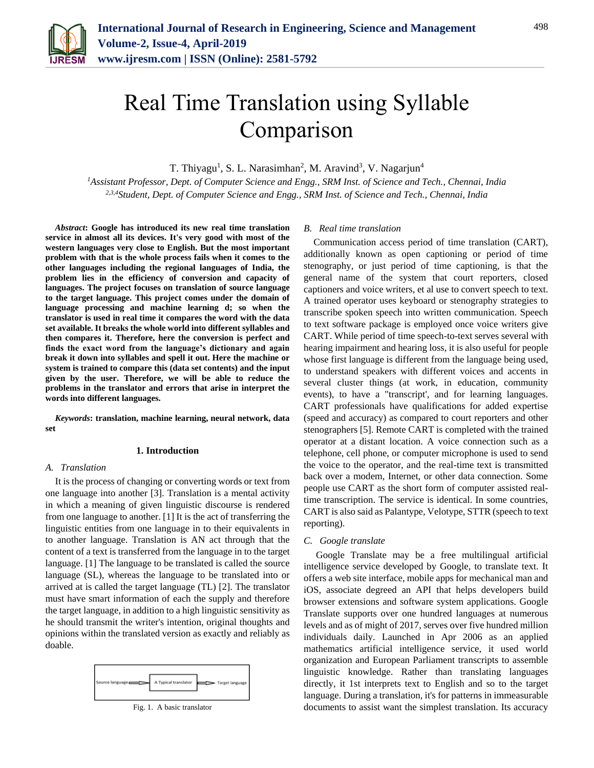# Real Time Translation using Syllable Comparison

T. Thiyagu[1], S. L. Narasimhan[2], M. Aravind[3], V. Nagarjun[4]

[1]*Assistant Professor, Dept. of Computer Science and Engg., SRM Inst. of Science and Tech., Chennai, India*
[2,3,4]*Student, Dept. of Computer Science and Engg., SRM Inst. of Science and Tech., Chennai, India*

***Abstract*: Google has introduced its new real time translation service in almost all its devices. It's very good with most of the western languages very close to English. But the most important problem with that is the whole process fails when it comes to the other languages including the regional languages of India, the problem lies in the efficiency of conversion and capacity of languages. The project focuses on translation of source language to the target language. This project comes under the domain of language processing and machine learning d; so when the translator is used in real time it compares the word with the data set available. It breaks the whole world into different syllables and then compares it. Therefore, here the conversion is perfect and finds the exact word from the language's dictionary and again break it down into syllables and spell it out. Here the machine or system is trained to compare this (data set contents) and the input given by the user. Therefore, we will be able to reduce the problems in the translator and errors that arise in interpret the words into different languages.**

***Keywords*: translation, machine learning, neural network, data set**

## 1. Introduction

### *A. Translation*

It is the process of changing or converting words or text from one language into another [3]. Translation is a mental activity in which a meaning of given linguistic discourse is rendered from one language to another. [1] It is the act of transferring the linguistic entities from one language in to their equivalents in to another language. Translation is AN act through that the content of a text is transferred from the language in to the target language. [1] The language to be translated is called the source language (SL), whereas the language to be translated into or arrived at is called the target language (TL) [2]. The translator must have smart information of each the supply and therefore the target language, in addition to a high linguistic sensitivity as he should transmit the writer's intention, original thoughts and opinions within the translated version as exactly and reliably as doable.

Source language → A Typical translator → Target language

Fig. 1. A basic translator

### *B. Real time translation*

Communication access period of time translation (CART), additionally known as open captioning or period of time stenography, or just period of time captioning, is that the general name of the system that court reporters, closed captioners and voice writers, et al use to convert speech to text. A trained operator uses keyboard or stenography strategies to transcribe spoken speech into written communication. Speech to text software package is employed once voice writers give CART. While period of time speech-to-text serves several with hearing impairment and hearing loss, it is also useful for people whose first language is different from the language being used, to understand speakers with different voices and accents in several cluster things (at work, in education, community events), to have a "transcript', and for learning languages. CART professionals have qualifications for added expertise (speed and accuracy) as compared to court reporters and other stenographers [5]. Remote CART is completed with the trained operator at a distant location. A voice connection such as a telephone, cell phone, or computer microphone is used to send the voice to the operator, and the real-time text is transmitted back over a modem, Internet, or other data connection. Some people use CART as the short form of computer assisted real-time transcription. The service is identical. In some countries, CART is also said as Palantype, Velotype, STTR (speech to text reporting).

### *C. Google translate*

Google Translate may be a free multilingual artificial intelligence service developed by Google, to translate text. It offers a web site interface, mobile apps for mechanical man and iOS, associate degreed an API that helps developers build browser extensions and software system applications. Google Translate supports over one hundred languages at numerous levels and as of might of 2017, serves over five hundred million individuals daily. Launched in Apr 2006 as an applied mathematics artificial intelligence service, it used world organization and European Parliament transcripts to assemble linguistic knowledge. Rather than translating languages directly, it 1st interprets text to English and so to the target language. During a translation, it's for patterns in immeasurable documents to assist want the simplest translation. Its accuracy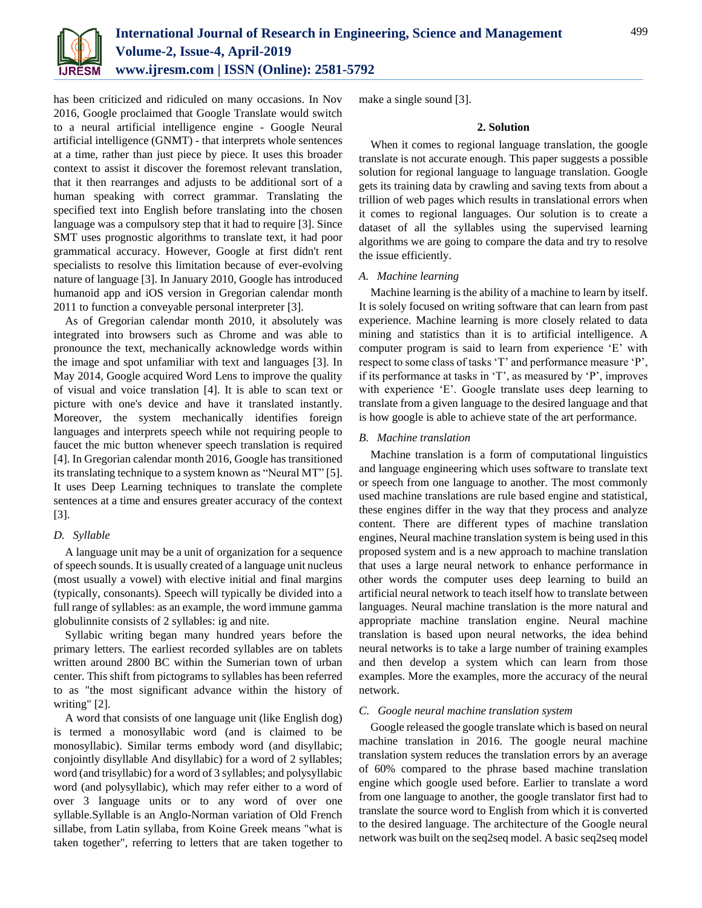has been criticized and ridiculed on many occasions. In Nov 2016, Google proclaimed that Google Translate would switch to a neural artificial intelligence engine - Google Neural artificial intelligence (GNMT) - that interprets whole sentences at a time, rather than just piece by piece. It uses this broader context to assist it discover the foremost relevant translation, that it then rearranges and adjusts to be additional sort of a human speaking with correct grammar. Translating the specified text into English before translating into the chosen language was a compulsory step that it had to require [3]. Since SMT uses prognostic algorithms to translate text, it had poor grammatical accuracy. However, Google at first didn't rent specialists to resolve this limitation because of ever-evolving nature of language [3]. In January 2010, Google has introduced humanoid app and iOS version in Gregorian calendar month 2011 to function a conveyable personal interpreter [3].

As of Gregorian calendar month 2010, it absolutely was integrated into browsers such as Chrome and was able to pronounce the text, mechanically acknowledge words within the image and spot unfamiliar with text and languages [3]. In May 2014, Google acquired Word Lens to improve the quality of visual and voice translation [4]. It is able to scan text or picture with one's device and have it translated instantly. Moreover, the system mechanically identifies foreign languages and interprets speech while not requiring people to faucet the mic button whenever speech translation is required [4]. In Gregorian calendar month 2016, Google has transitioned its translating technique to a system known as "Neural MT" [5]. It uses Deep Learning techniques to translate the complete sentences at a time and ensures greater accuracy of the context [3].

### D. Syllable

A language unit may be a unit of organization for a sequence of speech sounds. It is usually created of a language unit nucleus (most usually a vowel) with elective initial and final margins (typically, consonants). Speech will typically be divided into a full range of syllables: as an example, the word immune gamma globulinnite consists of 2 syllables: ig and nite.

Syllabic writing began many hundred years before the primary letters. The earliest recorded syllables are on tablets written around 2800 BC within the Sumerian town of urban center. This shift from pictograms to syllables has been referred to as "the most significant advance within the history of writing" [2].

A word that consists of one language unit (like English dog) is termed a monosyllabic word (and is claimed to be monosyllabic). Similar terms embody word (and disyllabic; conjointly disyllable And disyllabic) for a word of 2 syllables; word (and trisyllabic) for a word of 3 syllables; and polysyllabic word (and polysyllabic), which may refer either to a word of over 3 language units or to any word of over one syllable.Syllable is an Anglo-Norman variation of Old French sillabe, from Latin syllaba, from Koine Greek means "what is taken together", referring to letters that are taken together to make a single sound [3].

## 2. Solution

When it comes to regional language translation, the google translate is not accurate enough. This paper suggests a possible solution for regional language to language translation. Google gets its training data by crawling and saving texts from about a trillion of web pages which results in translational errors when it comes to regional languages. Our solution is to create a dataset of all the syllables using the supervised learning algorithms we are going to compare the data and try to resolve the issue efficiently.

### A. Machine learning

Machine learning is the ability of a machine to learn by itself. It is solely focused on writing software that can learn from past experience. Machine learning is more closely related to data mining and statistics than it is to artificial intelligence. A computer program is said to learn from experience 'E' with respect to some class of tasks 'T' and performance measure 'P', if its performance at tasks in 'T', as measured by 'P', improves with experience 'E'. Google translate uses deep learning to translate from a given language to the desired language and that is how google is able to achieve state of the art performance.

### B. Machine translation

Machine translation is a form of computational linguistics and language engineering which uses software to translate text or speech from one language to another. The most commonly used machine translations are rule based engine and statistical, these engines differ in the way that they process and analyze content. There are different types of machine translation engines, Neural machine translation system is being used in this proposed system and is a new approach to machine translation that uses a large neural network to enhance performance in other words the computer uses deep learning to build an artificial neural network to teach itself how to translate between languages. Neural machine translation is the more natural and appropriate machine translation engine. Neural machine translation is based upon neural networks, the idea behind neural networks is to take a large number of training examples and then develop a system which can learn from those examples. More the examples, more the accuracy of the neural network.

### C. Google neural machine translation system

Google released the google translate which is based on neural machine translation in 2016. The google neural machine translation system reduces the translation errors by an average of 60% compared to the phrase based machine translation engine which google used before. Earlier to translate a word from one language to another, the google translator first had to translate the source word to English from which it is converted to the desired language. The architecture of the Google neural network was built on the seq2seq model. A basic seq2seq model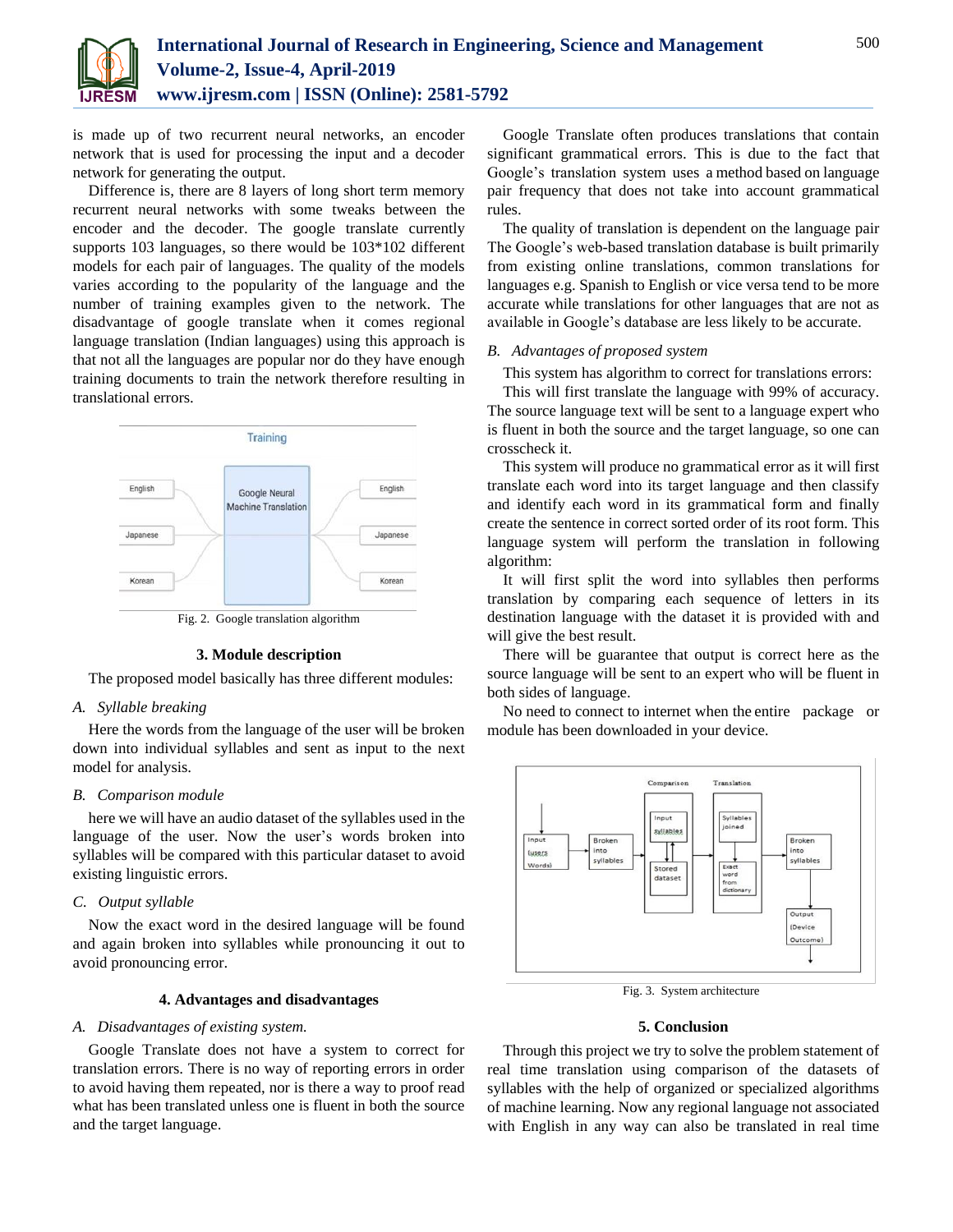is made up of two recurrent neural networks, an encoder network that is used for processing the input and a decoder network for generating the output.

Difference is, there are 8 layers of long short term memory recurrent neural networks with some tweaks between the encoder and the decoder. The google translate currently supports 103 languages, so there would be 103*102 different models for each pair of languages. The quality of the models varies according to the popularity of the language and the number of training examples given to the network. The disadvantage of google translate when it comes regional language translation (Indian languages) using this approach is that not all the languages are popular nor do they have enough training documents to train the network therefore resulting in translational errors.

Fig. 2. Google translation algorithm

## 3. Module description

The proposed model basically has three different modules:

### A. Syllable breaking

Here the words from the language of the user will be broken down into individual syllables and sent as input to the next model for analysis.

### B. Comparison module

here we will have an audio dataset of the syllables used in the language of the user. Now the user's words broken into syllables will be compared with this particular dataset to avoid existing linguistic errors.

### C. Output syllable

Now the exact word in the desired language will be found and again broken into syllables while pronouncing it out to avoid pronouncing error.

## 4. Advantages and disadvantages

### A. Disadvantages of existing system.

Google Translate does not have a system to correct for translation errors. There is no way of reporting errors in order to avoid having them repeated, nor is there a way to proof read what has been translated unless one is fluent in both the source and the target language.

Google Translate often produces translations that contain significant grammatical errors. This is due to the fact that Google's translation system uses a method based on language pair frequency that does not take into account grammatical rules.

The quality of translation is dependent on the language pair The Google's web-based translation database is built primarily from existing online translations, common translations for languages e.g. Spanish to English or vice versa tend to be more accurate while translations for other languages that are not as available in Google's database are less likely to be accurate.

### B. Advantages of proposed system

This system has algorithm to correct for translations errors:

This will first translate the language with 99% of accuracy. The source language text will be sent to a language expert who is fluent in both the source and the target language, so one can crosscheck it.

This system will produce no grammatical error as it will first translate each word into its target language and then classify and identify each word in its grammatical form and finally create the sentence in correct sorted order of its root form. This language system will perform the translation in following algorithm:

It will first split the word into syllables then performs translation by comparing each sequence of letters in its destination language with the dataset it is provided with and will give the best result.

There will be guarantee that output is correct here as the source language will be sent to an expert who will be fluent in both sides of language.

No need to connect to internet when the entire package or module has been downloaded in your device.

Fig. 3. System architecture

## 5. Conclusion

Through this project we try to solve the problem statement of real time translation using comparison of the datasets of syllables with the help of organized or specialized algorithms of machine learning. Now any regional language not associated with English in any way can also be translated in real time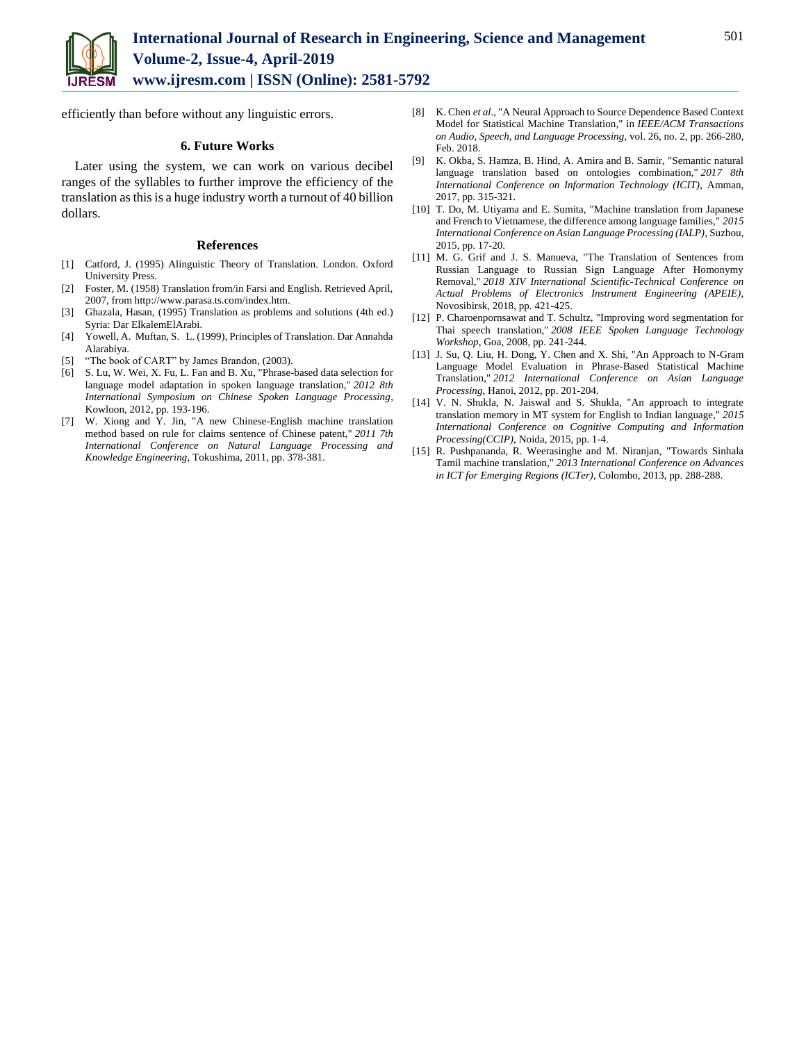efficiently than before without any linguistic errors.

## 6. Future Works

Later using the system, we can work on various decibel ranges of the syllables to further improve the efficiency of the translation as this is a huge industry worth a turnout of 40 billion dollars.

## References

- [1] Catford, J. (1995) Alinguistic Theory of Translation. London. Oxford University Press.
- [2] Foster, M. (1958) Translation from/in Farsi and English. Retrieved April, 2007, from http://www.parasa.ts.com/index.htm.
- [3] Ghazala, Hasan, (1995) Translation as problems and solutions (4th ed.) Syria: Dar ElkalemElArabi.
- [4] Yowell, A. Muftan, S. L. (1999), Principles of Translation. Dar Annahda Alarabiya.
- [5] "The book of CART" by James Brandon, (2003).
- [6] S. Lu, W. Wei, X. Fu, L. Fan and B. Xu, "Phrase-based data selection for language model adaptation in spoken language translation," *2012 8th International Symposium on Chinese Spoken Language Processing*, Kowloon, 2012, pp. 193-196.
- [7] W. Xiong and Y. Jin, "A new Chinese-English machine translation method based on rule for claims sentence of Chinese patent," *2011 7th International Conference on Natural Language Processing and Knowledge Engineering*, Tokushima, 2011, pp. 378-381.
- [8] K. Chen *et al*., "A Neural Approach to Source Dependence Based Context Model for Statistical Machine Translation," in *IEEE/ACM Transactions on Audio, Speech, and Language Processing*, vol. 26, no. 2, pp. 266-280, Feb. 2018.
- [9] K. Okba, S. Hamza, B. Hind, A. Amira and B. Samir, "Semantic natural language translation based on ontologies combination," *2017 8th International Conference on Information Technology (ICIT)*, Amman, 2017, pp. 315-321.
- [10] T. Do, M. Utiyama and E. Sumita, "Machine translation from Japanese and French to Vietnamese, the difference among language families," *2015 International Conference on Asian Language Processing (IALP)*, Suzhou, 2015, pp. 17-20.
- [11] M. G. Grif and J. S. Manueva, "The Translation of Sentences from Russian Language to Russian Sign Language After Homonymy Removal," *2018 XIV International Scientific-Technical Conference on Actual Problems of Electronics Instrument Engineering (APEIE)*, Novosibirsk, 2018, pp. 421-425.
- [12] P. Charoenpornsawat and T. Schultz, "Improving word segmentation for Thai speech translation," *2008 IEEE Spoken Language Technology Workshop*, Goa, 2008, pp. 241-244.
- [13] J. Su, Q. Liu, H. Dong, Y. Chen and X. Shi, "An Approach to N-Gram Language Model Evaluation in Phrase-Based Statistical Machine Translation," *2012 International Conference on Asian Language Processing*, Hanoi, 2012, pp. 201-204.
- [14] V. N. Shukla, N. Jaiswal and S. Shukla, "An approach to integrate translation memory in MT system for English to Indian language," *2015 International Conference on Cognitive Computing and Information Processing(CCIP)*, Noida, 2015, pp. 1-4.
- [15] R. Pushpananda, R. Weerasinghe and M. Niranjan, "Towards Sinhala Tamil machine translation," *2013 International Conference on Advances in ICT for Emerging Regions (ICTer)*, Colombo, 2013, pp. 288-288.